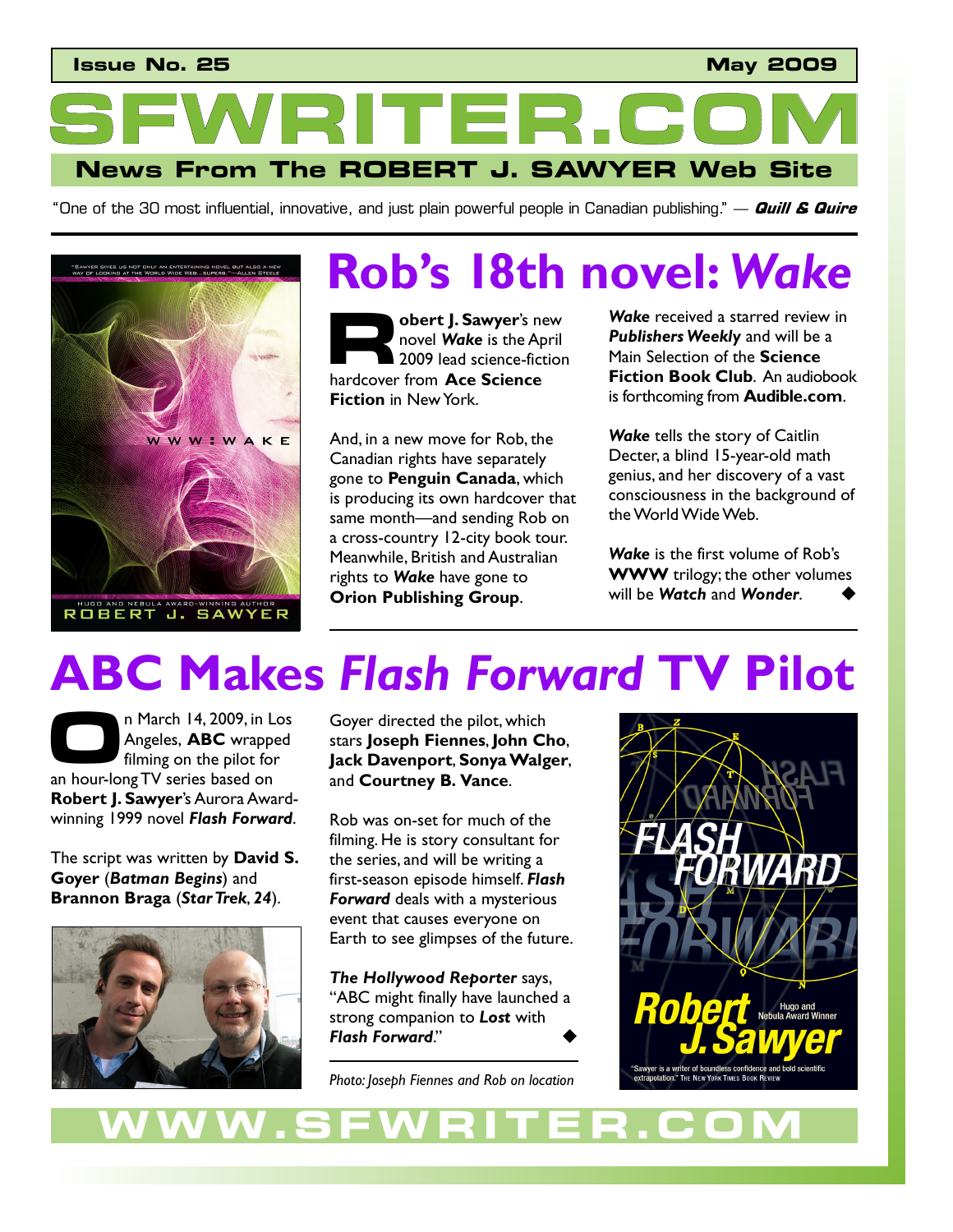Issue No. 25 May 2009

# SFWRITER.COM

**News From The ROBERT J. SAWYER Web Site**

"One of the 30 most influential, innovative, and just plain powerful people in Canadian publishing." — ***Quill & Quire***

## Rob's 18th novel: *Wake*

**Robert J. Sawyer**'s new novel ***Wake*** is the April 2009 lead science-fiction hardcover from **Ace Science Fiction** in New York.

And, in a new move for Rob, the Canadian rights have separately gone to **Penguin Canada**, which is producing its own hardcover that same month—and sending Rob on a cross-country 12-city book tour. Meanwhile, British and Australian rights to ***Wake*** have gone to **Orion Publishing Group**.

***Wake*** received a starred review in ***Publishers Weekly*** and will be a Main Selection of the **Science Fiction Book Club**. An audiobook is forthcoming from **Audible.com**.

***Wake*** tells the story of Caitlin Decter, a blind 15-year-old math genius, and her discovery of a vast consciousness in the background of the World Wide Web.

***Wake*** is the first volume of Rob's **WWW** trilogy; the other volumes will be ***Watch*** and ***Wonder***. ◆

## ABC Makes *Flash Forward* TV Pilot

On March 14, 2009, in Los Angeles, **ABC** wrapped filming on the pilot for an hour-long TV series based on **Robert J. Sawyer**'s Aurora Award-winning 1999 novel ***Flash Forward***.

The script was written by **David S. Goyer** (***Batman Begins***) and **Brannon Braga** (***Star Trek***, ***24***).

Goyer directed the pilot, which stars **Joseph Fiennes**, **John Cho**, **Jack Davenport**, **Sonya Walger**, and **Courtney B. Vance**.

Rob was on-set for much of the filming. He is story consultant for the series, and will be writing a first-season episode himself. ***Flash Forward*** deals with a mysterious event that causes everyone on Earth to see glimpses of the future.

***The Hollywood Reporter*** says, "ABC might finally have launched a strong companion to ***Lost*** with ***Flash Forward***." ◆

*Photo: Joseph Fiennes and Rob on location*

WWW.SFWRITER.COM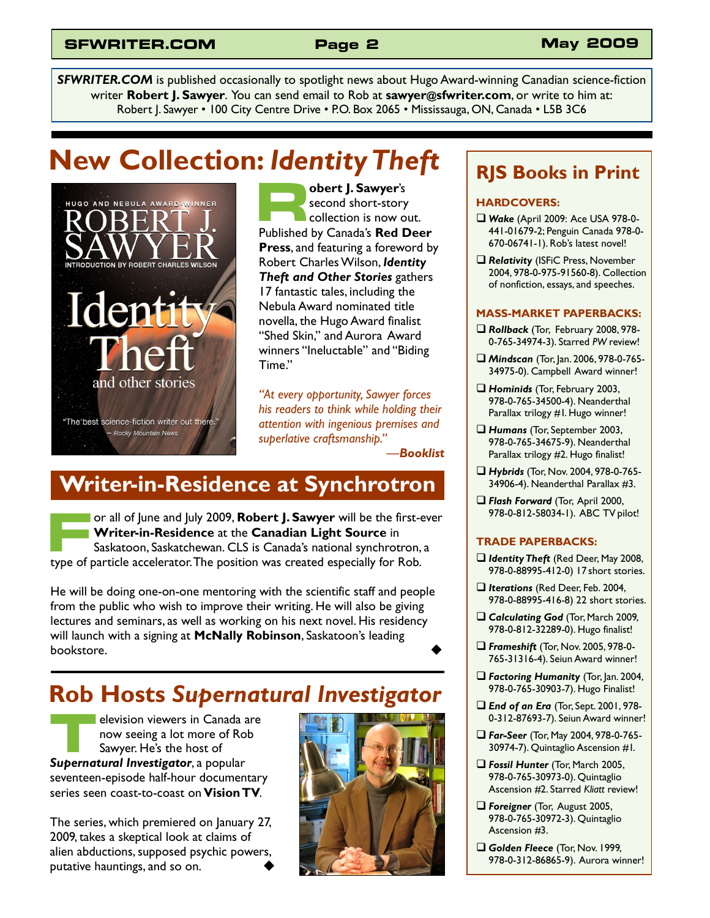*SFWRITER.COM* is published occasionally to spotlight news about Hugo Award-winning Canadian science-fiction writer **Robert J. Sawyer**. You can send email to Rob at **sawyer@sfwriter.com**, or write to him at: Robert J. Sawyer • 100 City Centre Drive • P.O. Box 2065 • Mississauga, ON, Canada • L5B 3C6

# New Collection: *Identity Theft*

**Robert J. Sawyer**'s second short-story collection is now out. Published by Canada's **Red Deer Press**, and featuring a foreword by Robert Charles Wilson, ***Identity Theft and Other Stories*** gathers 17 fantastic tales, including the Nebula Award nominated title novella, the Hugo Award finalist "Shed Skin," and Aurora Award winners "Ineluctable" and "Biding Time."

*"At every opportunity, Sawyer forces his readers to think while holding their attention with ingenious premises and superlative craftsmanship."*

—***Booklist***

# Writer-in-Residence at Synchrotron

For all of June and July 2009, **Robert J. Sawyer** will be the first-ever **Writer-in-Residence** at the **Canadian Light Source** in Saskatoon, Saskatchewan. CLS is Canada's national synchrotron, a type of particle accelerator. The position was created especially for Rob.

He will be doing one-on-one mentoring with the scientific staff and people from the public who wish to improve their writing. He will also be giving lectures and seminars, as well as working on his next novel. His residency will launch with a signing at **McNally Robinson**, Saskatoon's leading bookstore. ◆

# Rob Hosts *Supernatural Investigator*

Television viewers in Canada are now seeing a lot more of Rob Sawyer. He's the host of ***Supernatural Investigator***, a popular seventeen-episode half-hour documentary series seen coast-to-coast on **Vision TV**.

The series, which premiered on January 27, 2009, takes a skeptical look at claims of alien abductions, supposed psychic powers, putative hauntings, and so on. ◆

## RJS Books in Print

### HARDCOVERS:

- ❑ ***Wake*** (April 2009: Ace USA 978-0-441-01679-2; Penguin Canada 978-0-670-06741-1). Rob's latest novel!
- ❑ ***Relativity*** (ISFiC Press, November 2004, 978-0-975-91560-8). Collection of nonfiction, essays, and speeches.

### MASS-MARKET PAPERBACKS:

- ❑ ***Rollback*** (Tor, February 2008, 978-0-765-34974-3). Starred *PW* review!
- ❑ ***Mindscan*** (Tor, Jan. 2006, 978-0-765-34975-0). Campbell Award winner!
- ❑ ***Hominids*** (Tor, February 2003, 978-0-765-34500-4). Neanderthal Parallax trilogy #1. Hugo winner!
- ❑ ***Humans*** (Tor, September 2003, 978-0-765-34675-9). Neanderthal Parallax trilogy #2. Hugo finalist!
- ❑ ***Hybrids*** (Tor, Nov. 2004, 978-0-765-34906-4). Neanderthal Parallax #3.
- ❑ ***Flash Forward*** (Tor, April 2000, 978-0-812-58034-1). ABC TV pilot!

### TRADE PAPERBACKS:

- ❑ ***Identity Theft*** (Red Deer, May 2008, 978-0-88995-412-0) 17 short stories.
- ❑ ***Iterations*** (Red Deer, Feb. 2004, 978-0-88995-416-8) 22 short stories.
- ❑ ***Calculating God*** (Tor, March 2009, 978-0-812-32289-0). Hugo finalist!
- ❑ ***Frameshift*** (Tor, Nov. 2005, 978-0-765-31316-4). Seiun Award winner!
- ❑ ***Factoring Humanity*** (Tor, Jan. 2004, 978-0-765-30903-7). Hugo Finalist!
- ❑ ***End of an Era*** (Tor, Sept. 2001, 978-0-312-87693-7). Seiun Award winner!
- ❑ ***Far-Seer*** (Tor, May 2004, 978-0-765-30974-7). Quintaglio Ascension #1.
- ❑ ***Fossil Hunter*** (Tor, March 2005, 978-0-765-30973-0). Quintaglio Ascension #2. Starred *Kliatt* review!
- ❑ ***Foreigner*** (Tor, August 2005, 978-0-765-30972-3). Quintaglio Ascension #3.
- ❑ ***Golden Fleece*** (Tor, Nov. 1999, 978-0-312-86865-9). Aurora winner!